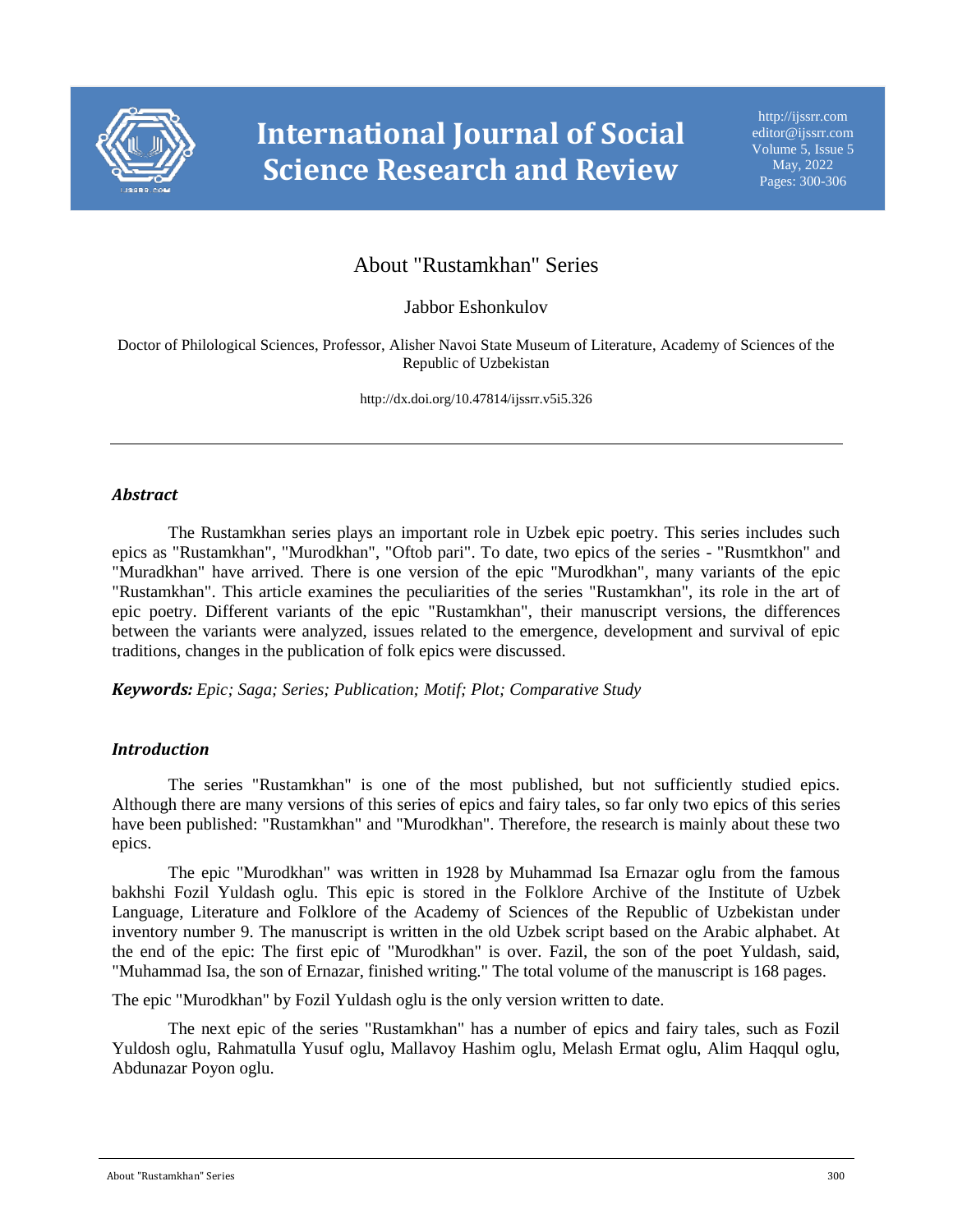# About "Rustamkhan" Series

Jabbor Eshonkulov

Doctor of Philological Sciences, Professor, Alisher Navoi State Museum of Literature, Academy of Sciences of the Republic of Uzbekistan

http://dx.doi.org/10.47814/ijssrr.v5i5.326

---

## *Abstract*

The Rustamkhan series plays an important role in Uzbek epic poetry. This series includes such epics as "Rustamkhan", "Murodkhan", "Oftob pari". To date, two epics of the series - "Rusmtkhon" and "Muradkhan" have arrived. There is one version of the epic "Murodkhan", many variants of the epic "Rustamkhan". This article examines the peculiarities of the series "Rustamkhan", its role in the art of epic poetry. Different variants of the epic "Rustamkhan", their manuscript versions, the differences between the variants were analyzed, issues related to the emergence, development and survival of epic traditions, changes in the publication of folk epics were discussed.

***Keywords:*** *Epic; Saga; Series; Publication; Motif; Plot; Comparative Study*

## *Introduction*

The series "Rustamkhan" is one of the most published, but not sufficiently studied epics. Although there are many versions of this series of epics and fairy tales, so far only two epics of this series have been published: "Rustamkhan" and "Murodkhan". Therefore, the research is mainly about these two epics.

The epic "Murodkhan" was written in 1928 by Muhammad Isa Ernazar oglu from the famous bakhshi Fozil Yuldash oglu. This epic is stored in the Folklore Archive of the Institute of Uzbek Language, Literature and Folklore of the Academy of Sciences of the Republic of Uzbekistan under inventory number 9. The manuscript is written in the old Uzbek script based on the Arabic alphabet. At the end of the epic: The first epic of "Murodkhan" is over. Fazil, the son of the poet Yuldash, said, "Muhammad Isa, the son of Ernazar, finished writing." The total volume of the manuscript is 168 pages.

The epic "Murodkhan" by Fozil Yuldash oglu is the only version written to date.

The next epic of the series "Rustamkhan" has a number of epics and fairy tales, such as Fozil Yuldosh oglu, Rahmatulla Yusuf oglu, Mallavoy Hashim oglu, Melash Ermat oglu, Alim Haqqul oglu, Abdunazar Poyon oglu.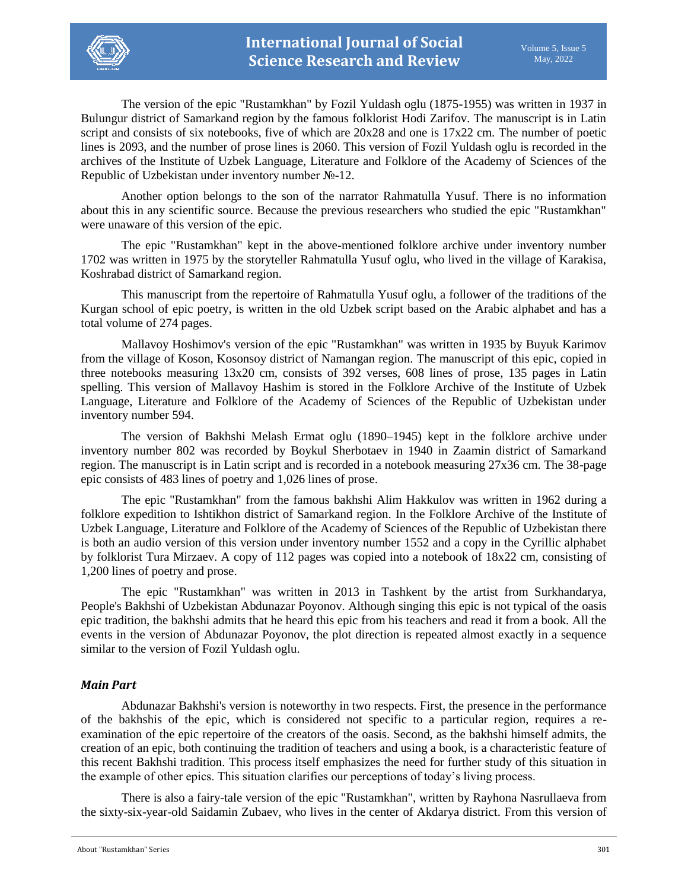The version of the epic "Rustamkhan" by Fozil Yuldash oglu (1875-1955) was written in 1937 in Bulungur district of Samarkand region by the famous folklorist Hodi Zarifov. The manuscript is in Latin script and consists of six notebooks, five of which are 20x28 and one is 17x22 cm. The number of poetic lines is 2093, and the number of prose lines is 2060. This version of Fozil Yuldash oglu is recorded in the archives of the Institute of Uzbek Language, Literature and Folklore of the Academy of Sciences of the Republic of Uzbekistan under inventory number №-12.

Another option belongs to the son of the narrator Rahmatulla Yusuf. There is no information about this in any scientific source. Because the previous researchers who studied the epic "Rustamkhan" were unaware of this version of the epic.

The epic "Rustamkhan" kept in the above-mentioned folklore archive under inventory number 1702 was written in 1975 by the storyteller Rahmatulla Yusuf oglu, who lived in the village of Karakisa, Koshrabad district of Samarkand region.

This manuscript from the repertoire of Rahmatulla Yusuf oglu, a follower of the traditions of the Kurgan school of epic poetry, is written in the old Uzbek script based on the Arabic alphabet and has a total volume of 274 pages.

Mallavoy Hoshimov's version of the epic "Rustamkhan" was written in 1935 by Buyuk Karimov from the village of Koson, Kosonsoy district of Namangan region. The manuscript of this epic, copied in three notebooks measuring 13x20 cm, consists of 392 verses, 608 lines of prose, 135 pages in Latin spelling. This version of Mallavoy Hashim is stored in the Folklore Archive of the Institute of Uzbek Language, Literature and Folklore of the Academy of Sciences of the Republic of Uzbekistan under inventory number 594.

The version of Bakhshi Melash Ermat oglu (1890–1945) kept in the folklore archive under inventory number 802 was recorded by Boykul Sherbotaev in 1940 in Zaamin district of Samarkand region. The manuscript is in Latin script and is recorded in a notebook measuring 27x36 cm. The 38-page epic consists of 483 lines of poetry and 1,026 lines of prose.

The epic "Rustamkhan" from the famous bakhshi Alim Hakkulov was written in 1962 during a folklore expedition to Ishtikhon district of Samarkand region. In the Folklore Archive of the Institute of Uzbek Language, Literature and Folklore of the Academy of Sciences of the Republic of Uzbekistan there is both an audio version of this version under inventory number 1552 and a copy in the Cyrillic alphabet by folklorist Tura Mirzaev. A copy of 112 pages was copied into a notebook of 18x22 cm, consisting of 1,200 lines of poetry and prose.

The epic "Rustamkhan" was written in 2013 in Tashkent by the artist from Surkhandarya, People's Bakhshi of Uzbekistan Abdunazar Poyonov. Although singing this epic is not typical of the oasis epic tradition, the bakhshi admits that he heard this epic from his teachers and read it from a book. All the events in the version of Abdunazar Poyonov, the plot direction is repeated almost exactly in a sequence similar to the version of Fozil Yuldash oglu.

## *Main Part*

Abdunazar Bakhshi's version is noteworthy in two respects. First, the presence in the performance of the bakhshis of the epic, which is considered not specific to a particular region, requires a re-examination of the epic repertoire of the creators of the oasis. Second, as the bakhshi himself admits, the creation of an epic, both continuing the tradition of teachers and using a book, is a characteristic feature of this recent Bakhshi tradition. This process itself emphasizes the need for further study of this situation in the example of other epics. This situation clarifies our perceptions of today's living process.

There is also a fairy-tale version of the epic "Rustamkhan", written by Rayhona Nasrullaeva from the sixty-six-year-old Saidamin Zubaev, who lives in the center of Akdarya district. From this version of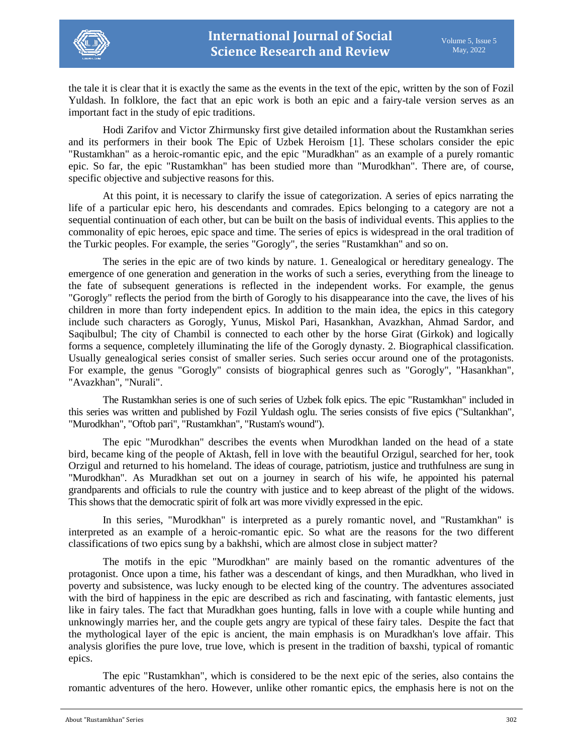the tale it is clear that it is exactly the same as the events in the text of the epic, written by the son of Fozil Yuldash. In folklore, the fact that an epic work is both an epic and a fairy-tale version serves as an important fact in the study of epic traditions.

Hodi Zarifov and Victor Zhirmunsky first give detailed information about the Rustamkhan series and its performers in their book The Epic of Uzbek Heroism [1]. These scholars consider the epic "Rustamkhan" as a heroic-romantic epic, and the epic "Muradkhan" as an example of a purely romantic epic. So far, the epic "Rustamkhan" has been studied more than "Murodkhan". There are, of course, specific objective and subjective reasons for this.

At this point, it is necessary to clarify the issue of categorization. A series of epics narrating the life of a particular epic hero, his descendants and comrades. Epics belonging to a category are not a sequential continuation of each other, but can be built on the basis of individual events. This applies to the commonality of epic heroes, epic space and time. The series of epics is widespread in the oral tradition of the Turkic peoples. For example, the series "Gorogly", the series "Rustamkhan" and so on.

The series in the epic are of two kinds by nature. 1. Genealogical or hereditary genealogy. The emergence of one generation and generation in the works of such a series, everything from the lineage to the fate of subsequent generations is reflected in the independent works. For example, the genus "Gorogly" reflects the period from the birth of Gorogly to his disappearance into the cave, the lives of his children in more than forty independent epics. In addition to the main idea, the epics in this category include such characters as Gorogly, Yunus, Miskol Pari, Hasankhan, Avazkhan, Ahmad Sardor, and Saqibulbul; The city of Chambil is connected to each other by the horse Girat (Girkok) and logically forms a sequence, completely illuminating the life of the Gorogly dynasty. 2. Biographical classification. Usually genealogical series consist of smaller series. Such series occur around one of the protagonists. For example, the genus "Gorogly" consists of biographical genres such as "Gorogly", "Hasankhan", "Avazkhan", "Nurali".

The Rustamkhan series is one of such series of Uzbek folk epics. The epic "Rustamkhan" included in this series was written and published by Fozil Yuldash oglu. The series consists of five epics ("Sultankhan", "Murodkhan", "Oftob pari", "Rustamkhan", "Rustam's wound").

The epic "Murodkhan" describes the events when Murodkhan landed on the head of a state bird, became king of the people of Aktash, fell in love with the beautiful Orzigul, searched for her, took Orzigul and returned to his homeland. The ideas of courage, patriotism, justice and truthfulness are sung in "Murodkhan". As Muradkhan set out on a journey in search of his wife, he appointed his paternal grandparents and officials to rule the country with justice and to keep abreast of the plight of the widows. This shows that the democratic spirit of folk art was more vividly expressed in the epic.

In this series, "Murodkhan" is interpreted as a purely romantic novel, and "Rustamkhan" is interpreted as an example of a heroic-romantic epic. So what are the reasons for the two different classifications of two epics sung by a bakhshi, which are almost close in subject matter?

The motifs in the epic "Murodkhan" are mainly based on the romantic adventures of the protagonist. Once upon a time, his father was a descendant of kings, and then Muradkhan, who lived in poverty and subsistence, was lucky enough to be elected king of the country. The adventures associated with the bird of happiness in the epic are described as rich and fascinating, with fantastic elements, just like in fairy tales. The fact that Muradkhan goes hunting, falls in love with a couple while hunting and unknowingly marries her, and the couple gets angry are typical of these fairy tales. Despite the fact that the mythological layer of the epic is ancient, the main emphasis is on Muradkhan's love affair. This analysis glorifies the pure love, true love, which is present in the tradition of baxshi, typical of romantic epics.

The epic "Rustamkhan", which is considered to be the next epic of the series, also contains the romantic adventures of the hero. However, unlike other romantic epics, the emphasis here is not on the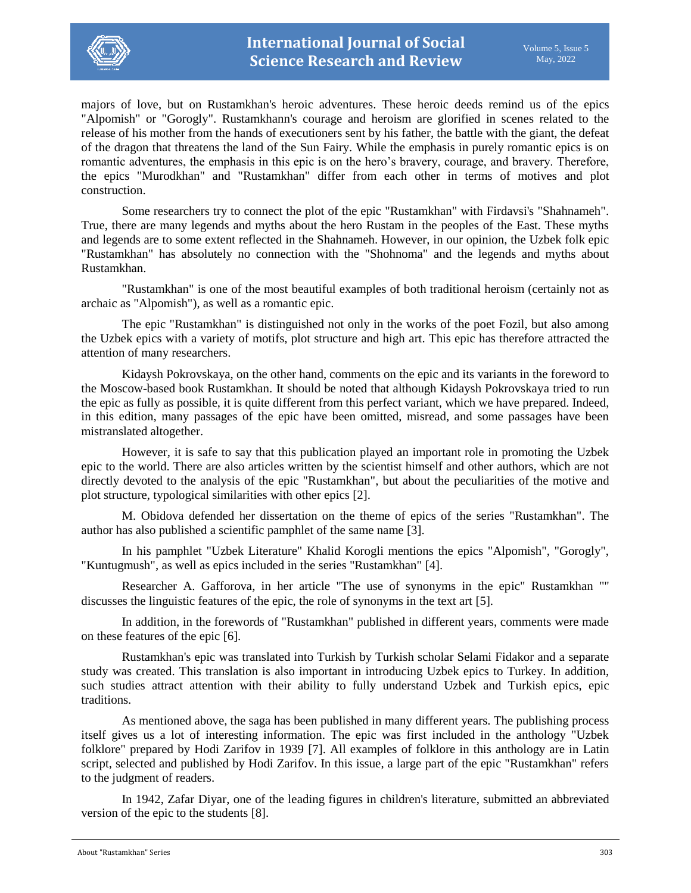majors of love, but on Rustamkhan's heroic adventures. These heroic deeds remind us of the epics "Alpomish" or "Gorogly". Rustamkhann's courage and heroism are glorified in scenes related to the release of his mother from the hands of executioners sent by his father, the battle with the giant, the defeat of the dragon that threatens the land of the Sun Fairy. While the emphasis in purely romantic epics is on romantic adventures, the emphasis in this epic is on the hero's bravery, courage, and bravery. Therefore, the epics "Murodkhan" and "Rustamkhan" differ from each other in terms of motives and plot construction.

Some researchers try to connect the plot of the epic "Rustamkhan" with Firdavsi's "Shahnameh". True, there are many legends and myths about the hero Rustam in the peoples of the East. These myths and legends are to some extent reflected in the Shahnameh. However, in our opinion, the Uzbek folk epic "Rustamkhan" has absolutely no connection with the "Shohnoma" and the legends and myths about Rustamkhan.

"Rustamkhan" is one of the most beautiful examples of both traditional heroism (certainly not as archaic as "Alpomish"), as well as a romantic epic.

The epic "Rustamkhan" is distinguished not only in the works of the poet Fozil, but also among the Uzbek epics with a variety of motifs, plot structure and high art. This epic has therefore attracted the attention of many researchers.

Kidaysh Pokrovskaya, on the other hand, comments on the epic and its variants in the foreword to the Moscow-based book Rustamkhan. It should be noted that although Kidaysh Pokrovskaya tried to run the epic as fully as possible, it is quite different from this perfect variant, which we have prepared. Indeed, in this edition, many passages of the epic have been omitted, misread, and some passages have been mistranslated altogether.

However, it is safe to say that this publication played an important role in promoting the Uzbek epic to the world. There are also articles written by the scientist himself and other authors, which are not directly devoted to the analysis of the epic "Rustamkhan", but about the peculiarities of the motive and plot structure, typological similarities with other epics [2].

M. Obidova defended her dissertation on the theme of epics of the series "Rustamkhan". The author has also published a scientific pamphlet of the same name [3].

In his pamphlet "Uzbek Literature" Khalid Korogli mentions the epics "Alpomish", "Gorogly", "Kuntugmush", as well as epics included in the series "Rustamkhan" [4].

Researcher A. Gafforova, in her article "The use of synonyms in the epic" Rustamkhan "" discusses the linguistic features of the epic, the role of synonyms in the text art [5].

In addition, in the forewords of "Rustamkhan" published in different years, comments were made on these features of the epic [6].

Rustamkhan's epic was translated into Turkish by Turkish scholar Selami Fidakor and a separate study was created. This translation is also important in introducing Uzbek epics to Turkey. In addition, such studies attract attention with their ability to fully understand Uzbek and Turkish epics, epic traditions.

As mentioned above, the saga has been published in many different years. The publishing process itself gives us a lot of interesting information. The epic was first included in the anthology "Uzbek folklore" prepared by Hodi Zarifov in 1939 [7]. All examples of folklore in this anthology are in Latin script, selected and published by Hodi Zarifov. In this issue, a large part of the epic "Rustamkhan" refers to the judgment of readers.

In 1942, Zafar Diyar, one of the leading figures in children's literature, submitted an abbreviated version of the epic to the students [8].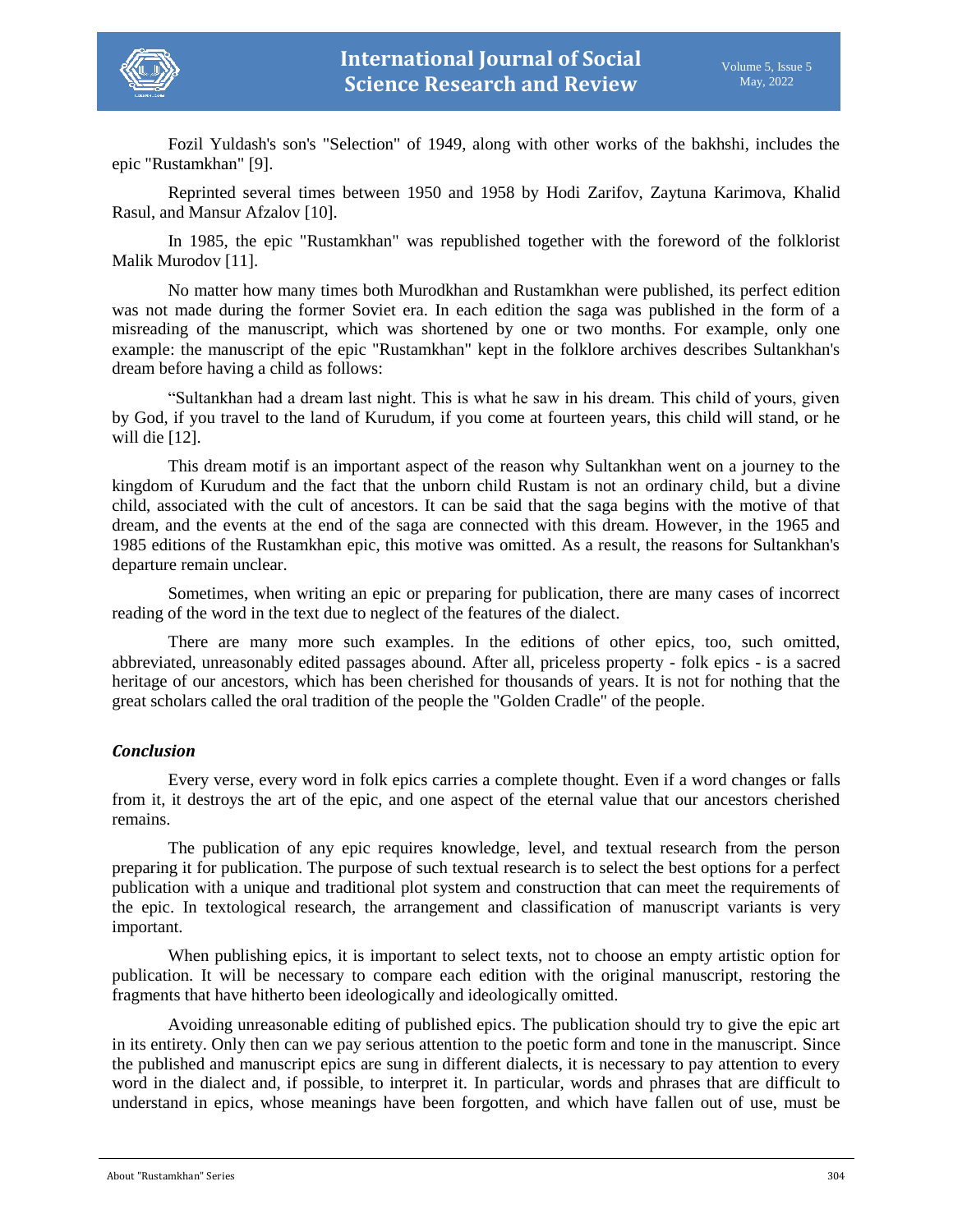Fozil Yuldash's son's "Selection" of 1949, along with other works of the bakhshi, includes the epic "Rustamkhan" [9].

Reprinted several times between 1950 and 1958 by Hodi Zarifov, Zaytuna Karimova, Khalid Rasul, and Mansur Afzalov [10].

In 1985, the epic "Rustamkhan" was republished together with the foreword of the folklorist Malik Murodov [11].

No matter how many times both Murodkhan and Rustamkhan were published, its perfect edition was not made during the former Soviet era. In each edition the saga was published in the form of a misreading of the manuscript, which was shortened by one or two months. For example, only one example: the manuscript of the epic "Rustamkhan" kept in the folklore archives describes Sultankhan's dream before having a child as follows:

"Sultankhan had a dream last night. This is what he saw in his dream. This child of yours, given by God, if you travel to the land of Kurudum, if you come at fourteen years, this child will stand, or he will die [12].

This dream motif is an important aspect of the reason why Sultankhan went on a journey to the kingdom of Kurudum and the fact that the unborn child Rustam is not an ordinary child, but a divine child, associated with the cult of ancestors. It can be said that the saga begins with the motive of that dream, and the events at the end of the saga are connected with this dream. However, in the 1965 and 1985 editions of the Rustamkhan epic, this motive was omitted. As a result, the reasons for Sultankhan's departure remain unclear.

Sometimes, when writing an epic or preparing for publication, there are many cases of incorrect reading of the word in the text due to neglect of the features of the dialect.

There are many more such examples. In the editions of other epics, too, such omitted, abbreviated, unreasonably edited passages abound. After all, priceless property - folk epics - is a sacred heritage of our ancestors, which has been cherished for thousands of years. It is not for nothing that the great scholars called the oral tradition of the people the "Golden Cradle" of the people.

## *Conclusion*

Every verse, every word in folk epics carries a complete thought. Even if a word changes or falls from it, it destroys the art of the epic, and one aspect of the eternal value that our ancestors cherished remains.

The publication of any epic requires knowledge, level, and textual research from the person preparing it for publication. The purpose of such textual research is to select the best options for a perfect publication with a unique and traditional plot system and construction that can meet the requirements of the epic. In textological research, the arrangement and classification of manuscript variants is very important.

When publishing epics, it is important to select texts, not to choose an empty artistic option for publication. It will be necessary to compare each edition with the original manuscript, restoring the fragments that have hitherto been ideologically and ideologically omitted.

Avoiding unreasonable editing of published epics. The publication should try to give the epic art in its entirety. Only then can we pay serious attention to the poetic form and tone in the manuscript. Since the published and manuscript epics are sung in different dialects, it is necessary to pay attention to every word in the dialect and, if possible, to interpret it. In particular, words and phrases that are difficult to understand in epics, whose meanings have been forgotten, and which have fallen out of use, must be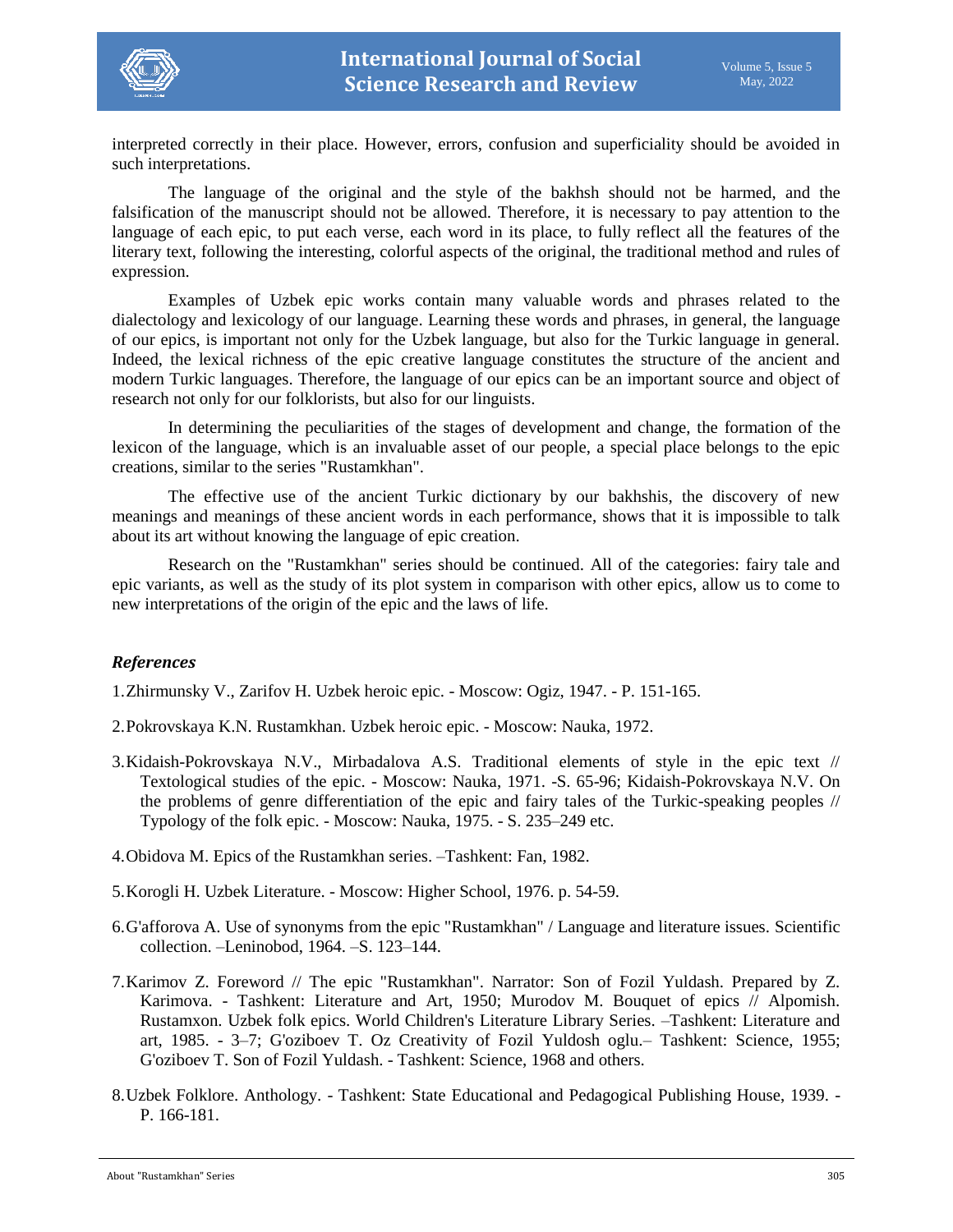interpreted correctly in their place. However, errors, confusion and superficiality should be avoided in such interpretations.

The language of the original and the style of the bakhsh should not be harmed, and the falsification of the manuscript should not be allowed. Therefore, it is necessary to pay attention to the language of each epic, to put each verse, each word in its place, to fully reflect all the features of the literary text, following the interesting, colorful aspects of the original, the traditional method and rules of expression.

Examples of Uzbek epic works contain many valuable words and phrases related to the dialectology and lexicology of our language. Learning these words and phrases, in general, the language of our epics, is important not only for the Uzbek language, but also for the Turkic language in general. Indeed, the lexical richness of the epic creative language constitutes the structure of the ancient and modern Turkic languages. Therefore, the language of our epics can be an important source and object of research not only for our folklorists, but also for our linguists.

In determining the peculiarities of the stages of development and change, the formation of the lexicon of the language, which is an invaluable asset of our people, a special place belongs to the epic creations, similar to the series "Rustamkhan".

The effective use of the ancient Turkic dictionary by our bakhshis, the discovery of new meanings and meanings of these ancient words in each performance, shows that it is impossible to talk about its art without knowing the language of epic creation.

Research on the "Rustamkhan" series should be continued. All of the categories: fairy tale and epic variants, as well as the study of its plot system in comparison with other epics, allow us to come to new interpretations of the origin of the epic and the laws of life.

### *References*

1. Zhirmunsky V., Zarifov H. Uzbek heroic epic. - Moscow: Ogiz, 1947. - P. 151-165.

2. Pokrovskaya K.N. Rustamkhan. Uzbek heroic epic. - Moscow: Nauka, 1972.

3. Kidaish-Pokrovskaya N.V., Mirbadalova A.S. Traditional elements of style in the epic text // Textological studies of the epic. - Moscow: Nauka, 1971. -S. 65-96; Kidaish-Pokrovskaya N.V. On the problems of genre differentiation of the epic and fairy tales of the Turkic-speaking peoples // Typology of the folk epic. - Moscow: Nauka, 1975. - S. 235–249 etc.

4. Obidova M. Epics of the Rustamkhan series. –Tashkent: Fan, 1982.

5. Korogli H. Uzbek Literature. - Moscow: Higher School, 1976. p. 54-59.

6. G'afforova A. Use of synonyms from the epic "Rustamkhan" / Language and literature issues. Scientific collection. –Leninobod, 1964. –S. 123–144.

7. Karimov Z. Foreword // The epic "Rustamkhan". Narrator: Son of Fozil Yuldash. Prepared by Z. Karimova. - Tashkent: Literature and Art, 1950; Murodov M. Bouquet of epics // Alpomish. Rustamxon. Uzbek folk epics. World Children's Literature Library Series. –Tashkent: Literature and art, 1985. - 3–7; G'oziboev T. Oz Creativity of Fozil Yuldosh oglu.– Tashkent: Science, 1955; G'oziboev T. Son of Fozil Yuldash. - Tashkent: Science, 1968 and others.

8. Uzbek Folklore. Anthology. - Tashkent: State Educational and Pedagogical Publishing House, 1939. - P. 166-181.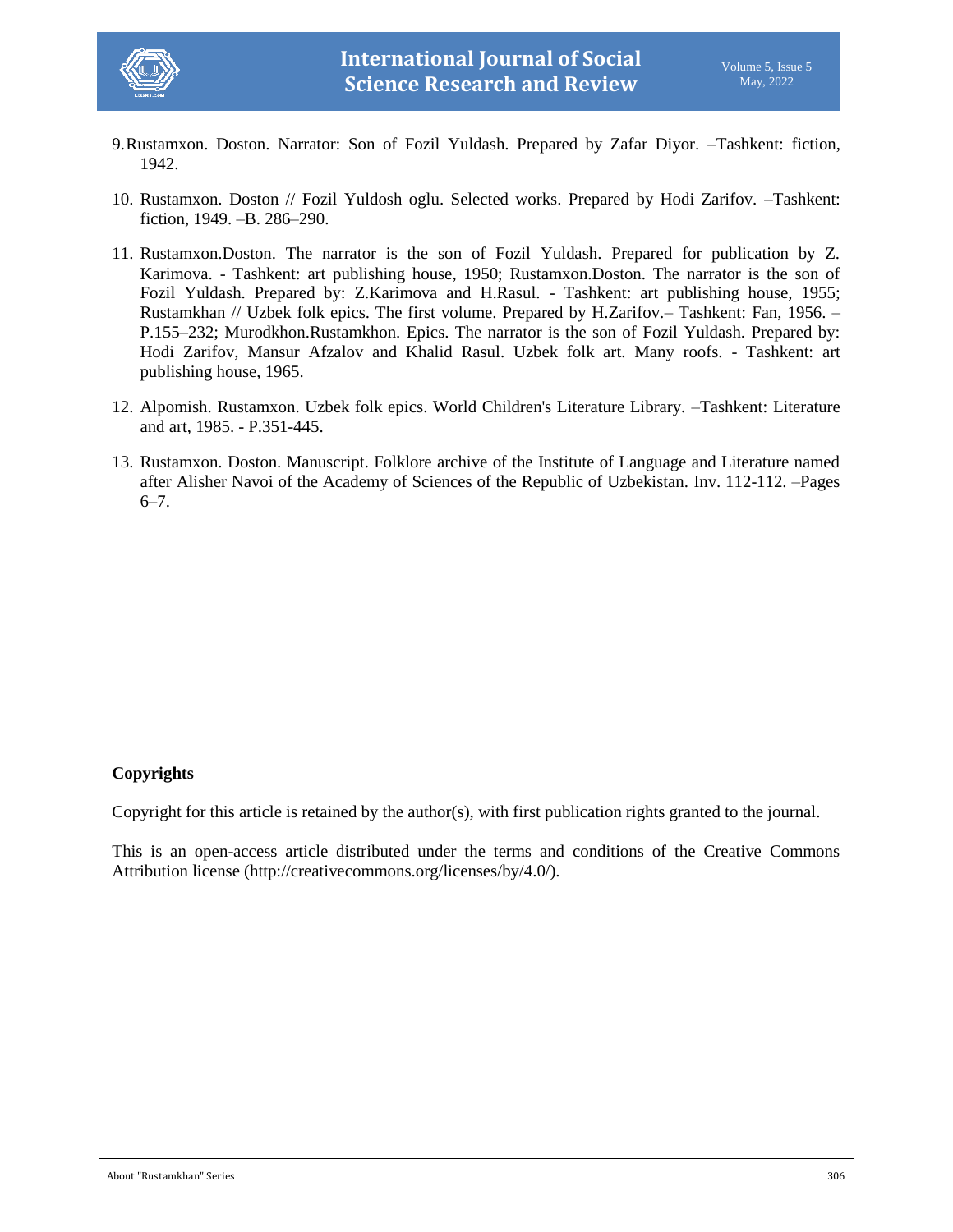9. Rustamxon. Doston. Narrator: Son of Fozil Yuldash. Prepared by Zafar Diyor. –Tashkent: fiction, 1942.

10. Rustamxon. Doston // Fozil Yuldosh oglu. Selected works. Prepared by Hodi Zarifov. –Tashkent: fiction, 1949. –B. 286–290.

11. Rustamxon.Doston. The narrator is the son of Fozil Yuldash. Prepared for publication by Z. Karimova. - Tashkent: art publishing house, 1950; Rustamxon.Doston. The narrator is the son of Fozil Yuldash. Prepared by: Z.Karimova and H.Rasul. - Tashkent: art publishing house, 1955; Rustamkhan // Uzbek folk epics. The first volume. Prepared by H.Zarifov.– Tashkent: Fan, 1956. –P.155–232; Murodkhon.Rustamkhon. Epics. The narrator is the son of Fozil Yuldash. Prepared by: Hodi Zarifov, Mansur Afzalov and Khalid Rasul. Uzbek folk art. Many roofs. - Tashkent: art publishing house, 1965.

12. Alpomish. Rustamxon. Uzbek folk epics. World Children's Literature Library. –Tashkent: Literature and art, 1985. - P.351-445.

13. Rustamxon. Doston. Manuscript. Folklore archive of the Institute of Language and Literature named after Alisher Navoi of the Academy of Sciences of the Republic of Uzbekistan. Inv. 112-112. –Pages 6–7.

**Copyrights**

Copyright for this article is retained by the author(s), with first publication rights granted to the journal.

This is an open-access article distributed under the terms and conditions of the Creative Commons Attribution license (http://creativecommons.org/licenses/by/4.0/).